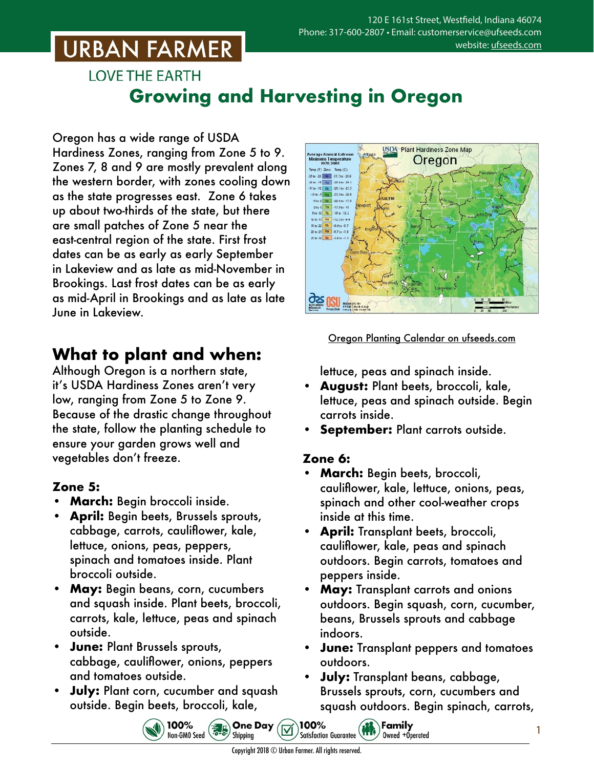URBAN FARMER

LOVE THE EARTH

120 E 161st Street, Westfield, Indiana 46074
Phone: 317-600-2807 • Email: customerservice@ufseeds.com
website: ufseeds.com

# Growing and Harvesting in Oregon

Oregon has a wide range of USDA Hardiness Zones, ranging from Zone 5 to 9. Zones 7, 8 and 9 are mostly prevalent along the western border, with zones cooling down as the state progresses east. Zone 6 takes up about two-thirds of the state, but there are small patches of Zone 5 near the east-central region of the state. First frost dates can be as early as early September in Lakeview and as late as mid-November in Brookings. Last frost dates can be as early as mid-April in Brookings and as late as late June in Lakeview.

Oregon Planting Calendar on ufseeds.com

## What to plant and when:

Although Oregon is a northern state, it's USDA Hardiness Zones aren't very low, ranging from Zone 5 to Zone 9. Because of the drastic change throughout the state, follow the planting schedule to ensure your garden grows well and vegetables don't freeze.

### Zone 5:

- **March:** Begin broccoli inside.
- **April:** Begin beets, Brussels sprouts, cabbage, carrots, cauliflower, kale, lettuce, onions, peas, peppers, spinach and tomatoes inside. Plant broccoli outside.
- **May:** Begin beans, corn, cucumbers and squash inside. Plant beets, broccoli, carrots, kale, lettuce, peas and spinach outside.
- **June:** Plant Brussels sprouts, cabbage, cauliflower, onions, peppers and tomatoes outside.
- **July:** Plant corn, cucumber and squash outside. Begin beets, broccoli, kale, lettuce, peas and spinach inside.
- **August:** Plant beets, broccoli, kale, lettuce, peas and spinach outside. Begin carrots inside.
- **September:** Plant carrots outside.

### Zone 6:

- **March:** Begin beets, broccoli, cauliflower, kale, lettuce, onions, peas, spinach and other cool-weather crops inside at this time.
- **April:** Transplant beets, broccoli, cauliflower, kale, peas and spinach outdoors. Begin carrots, tomatoes and peppers inside.
- **May:** Transplant carrots and onions outdoors. Begin squash, corn, cucumber, beans, Brussels sprouts and cabbage indoors.
- **June:** Transplant peppers and tomatoes outdoors.
- **July:** Transplant beans, cabbage, Brussels sprouts, corn, cucumbers and squash outdoors. Begin spinach, carrots,

100% Non-GMO Seed • One Day Shipping • 100% Satisfaction Guarantee • Family Owned +Operated

Copyright 2018 © Urban Farmer. All rights reserved.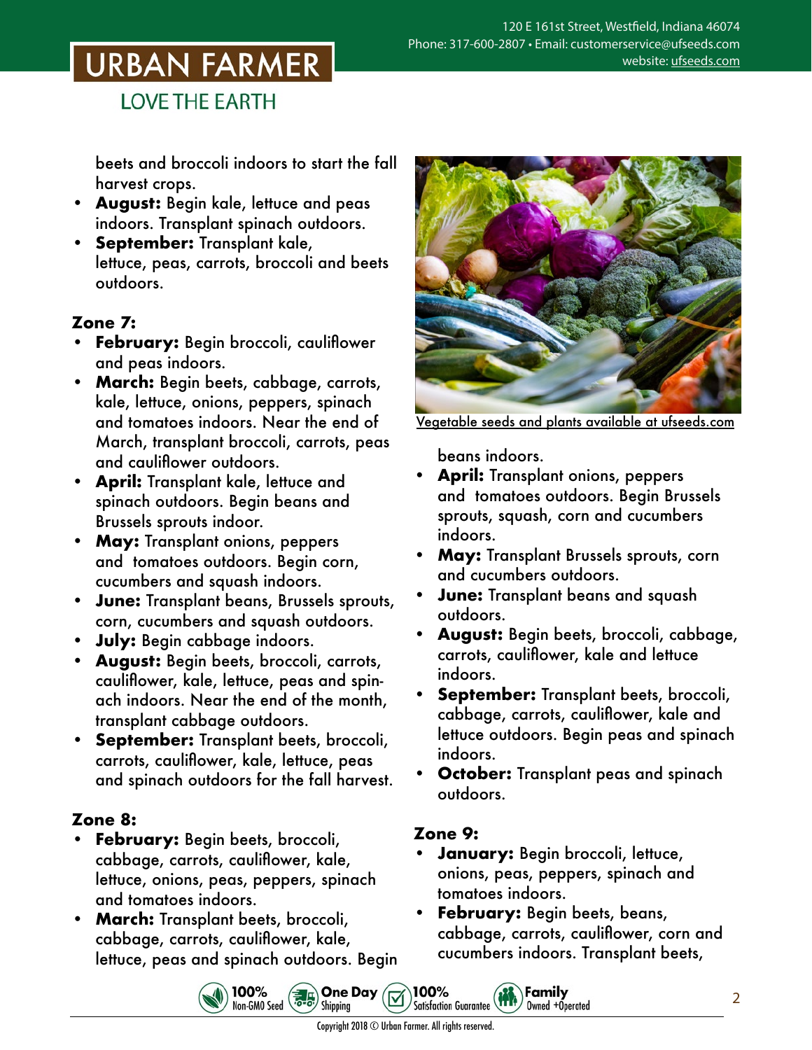beets and broccoli indoors to start the fall harvest crops.

- **August:** Begin kale, lettuce and peas indoors. Transplant spinach outdoors.
- **September:** Transplant kale, lettuce, peas, carrots, broccoli and beets outdoors.

**Zone 7:**

- **February:** Begin broccoli, cauliflower and peas indoors.
- **March:** Begin beets, cabbage, carrots, kale, lettuce, onions, peppers, spinach and tomatoes indoors. Near the end of March, transplant broccoli, carrots, peas and cauliflower outdoors.
- **April:** Transplant kale, lettuce and spinach outdoors. Begin beans and Brussels sprouts indoor.
- **May:** Transplant onions, peppers and tomatoes outdoors. Begin corn, cucumbers and squash indoors.
- **June:** Transplant beans, Brussels sprouts, corn, cucumbers and squash outdoors.
- **July:** Begin cabbage indoors.
- **August:** Begin beets, broccoli, carrots, cauliflower, kale, lettuce, peas and spinach indoors. Near the end of the month, transplant cabbage outdoors.
- **September:** Transplant beets, broccoli, carrots, cauliflower, kale, lettuce, peas and spinach outdoors for the fall harvest.

**Zone 8:**

- **February:** Begin beets, broccoli, cabbage, carrots, cauliflower, kale, lettuce, onions, peas, peppers, spinach and tomatoes indoors.
- **March:** Transplant beets, broccoli, cabbage, carrots, cauliflower, kale, lettuce, peas and spinach outdoors. Begin beans indoors.

Vegetable seeds and plants available at ufseeds.com

- **April:** Transplant onions, peppers and tomatoes outdoors. Begin Brussels sprouts, squash, corn and cucumbers indoors.
- **May:** Transplant Brussels sprouts, corn and cucumbers outdoors.
- **June:** Transplant beans and squash outdoors.
- **August:** Begin beets, broccoli, cabbage, carrots, cauliflower, kale and lettuce indoors.
- **September:** Transplant beets, broccoli, cabbage, carrots, cauliflower, kale and lettuce outdoors. Begin peas and spinach indoors.
- **October:** Transplant peas and spinach outdoors.

**Zone 9:**

- **January:** Begin broccoli, lettuce, onions, peas, peppers, spinach and tomatoes indoors.
- **February:** Begin beets, beans, cabbage, carrots, cauliflower, corn and cucumbers indoors. Transplant beets,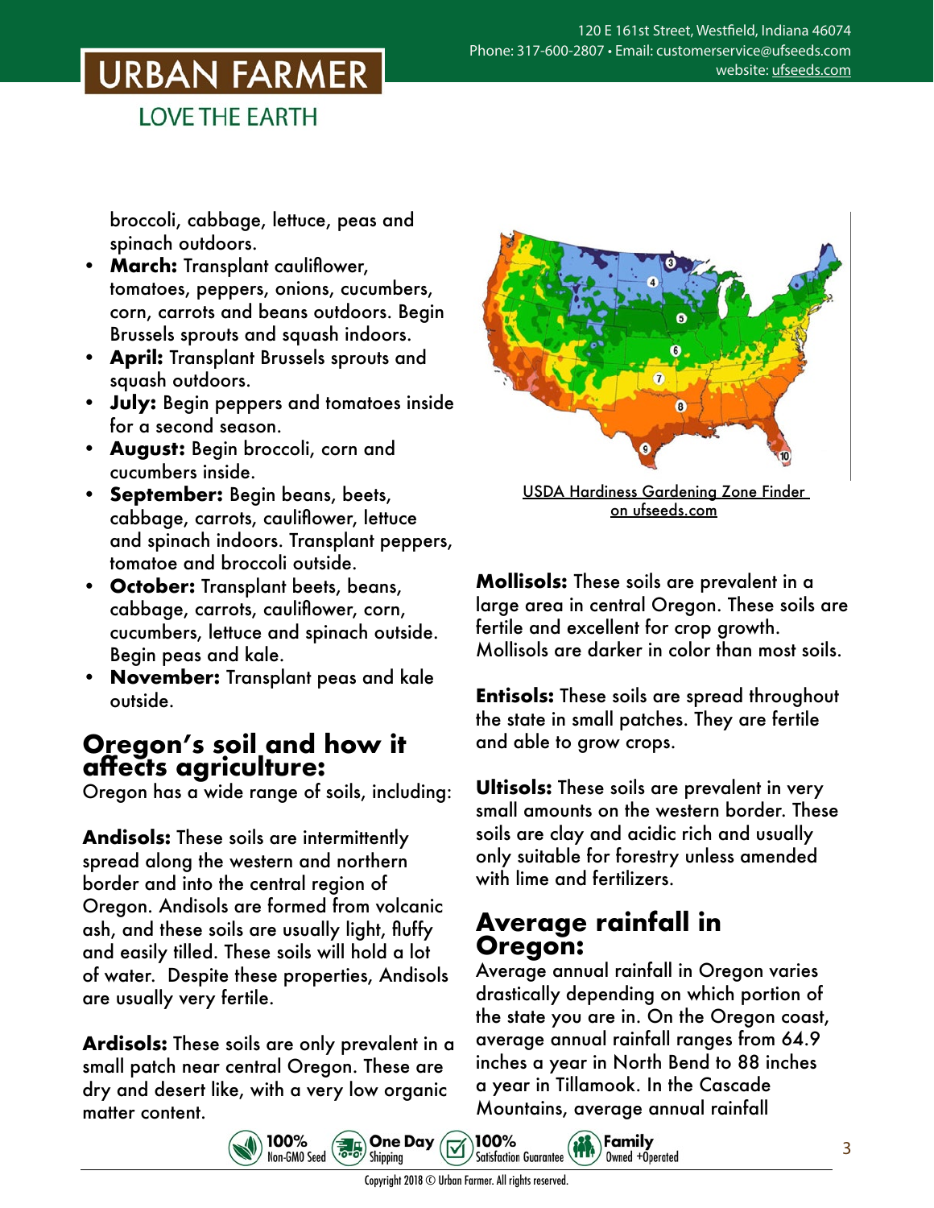broccoli, cabbage, lettuce, peas and spinach outdoors.

- **March:** Transplant cauliflower, tomatoes, peppers, onions, cucumbers, corn, carrots and beans outdoors. Begin Brussels sprouts and squash indoors.
- **April:** Transplant Brussels sprouts and squash outdoors.
- **July:** Begin peppers and tomatoes inside for a second season.
- **August:** Begin broccoli, corn and cucumbers inside.
- **September:** Begin beans, beets, cabbage, carrots, cauliflower, lettuce and spinach indoors. Transplant peppers, tomatoe and broccoli outside.
- **October:** Transplant beets, beans, cabbage, carrots, cauliflower, corn, cucumbers, lettuce and spinach outside. Begin peas and kale.
- **November:** Transplant peas and kale outside.

## Oregon's soil and how it affects agriculture:

Oregon has a wide range of soils, including:

**Andisols:** These soils are intermittently spread along the western and northern border and into the central region of Oregon. Andisols are formed from volcanic ash, and these soils are usually light, fluffy and easily tilled. These soils will hold a lot of water. Despite these properties, Andisols are usually very fertile.

**Ardisols:** These soils are only prevalent in a small patch near central Oregon. These are dry and desert like, with a very low organic matter content.

USDA Hardiness Gardening Zone Finder on ufseeds.com

**Mollisols:** These soils are prevalent in a large area in central Oregon. These soils are fertile and excellent for crop growth. Mollisols are darker in color than most soils.

**Entisols:** These soils are spread throughout the state in small patches. They are fertile and able to grow crops.

**Ultisols:** These soils are prevalent in very small amounts on the western border. These soils are clay and acidic rich and usually only suitable for forestry unless amended with lime and fertilizers.

## Average rainfall in Oregon:

Average annual rainfall in Oregon varies drastically depending on which portion of the state you are in. On the Oregon coast, average annual rainfall ranges from 64.9 inches a year in North Bend to 88 inches a year in Tillamook. In the Cascade Mountains, average annual rainfall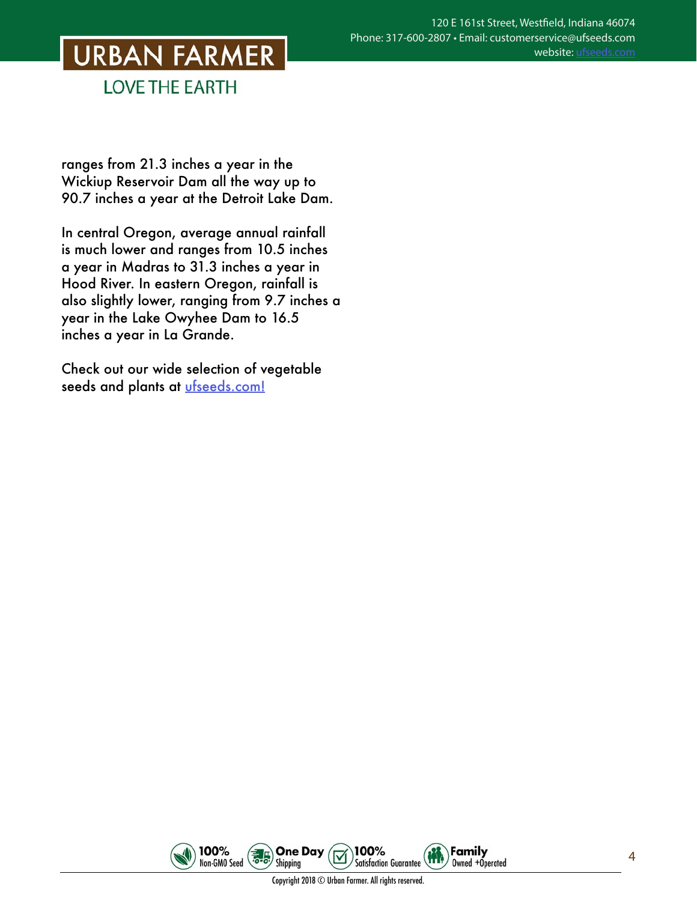ranges from 21.3 inches a year in the Wickiup Reservoir Dam all the way up to 90.7 inches a year at the Detroit Lake Dam.

In central Oregon, average annual rainfall is much lower and ranges from 10.5 inches a year in Madras to 31.3 inches a year in Hood River. In eastern Oregon, rainfall is also slightly lower, ranging from 9.7 inches a year in the Lake Owyhee Dam to 16.5 inches a year in La Grande.

Check out our wide selection of vegetable seeds and plants at [ufseeds.com!](https://ufseeds.com)